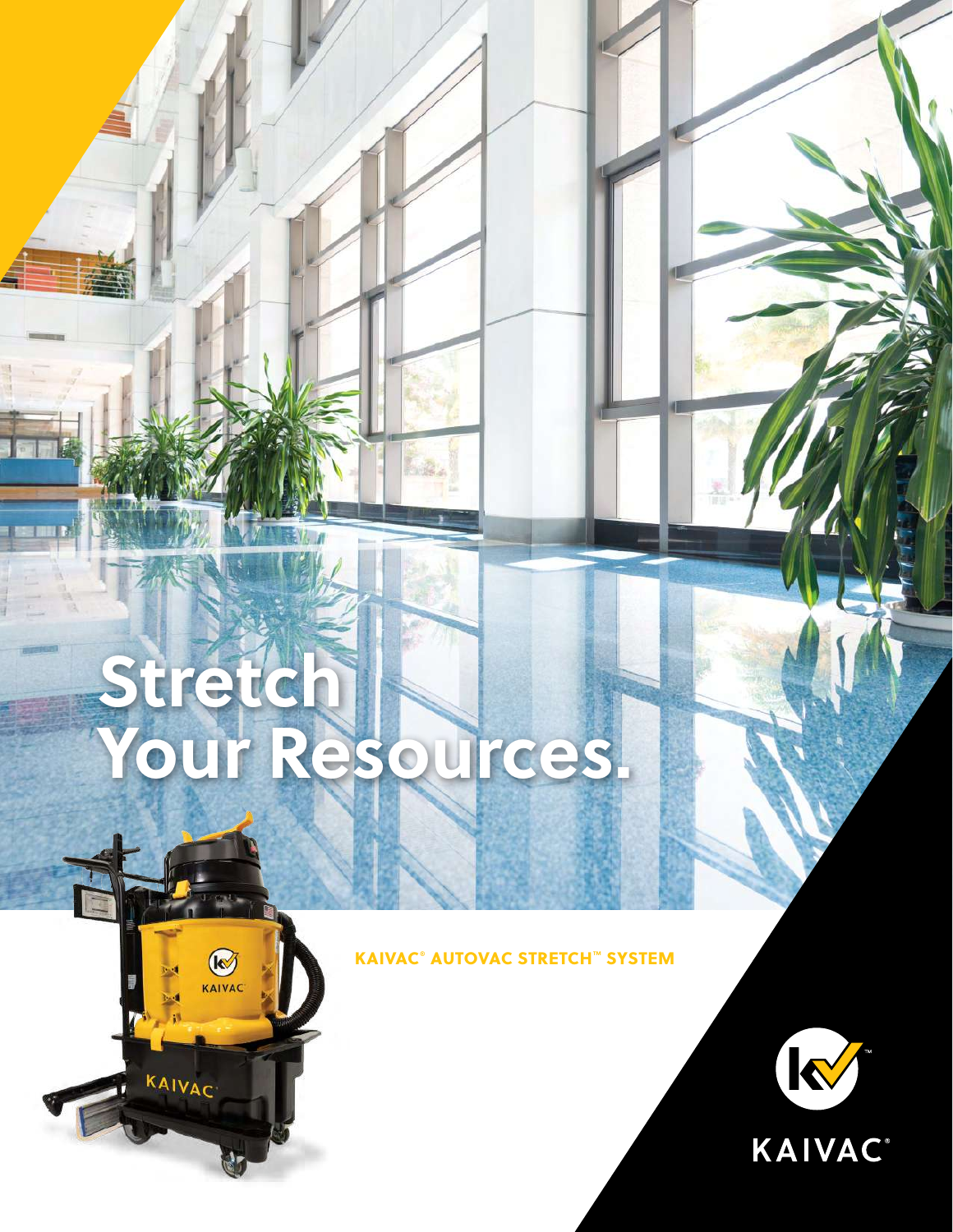# Stretch Your Resources.

**KAIVAC® AUTOVAC STRETCH™ SYSTEM**

KAIVAC®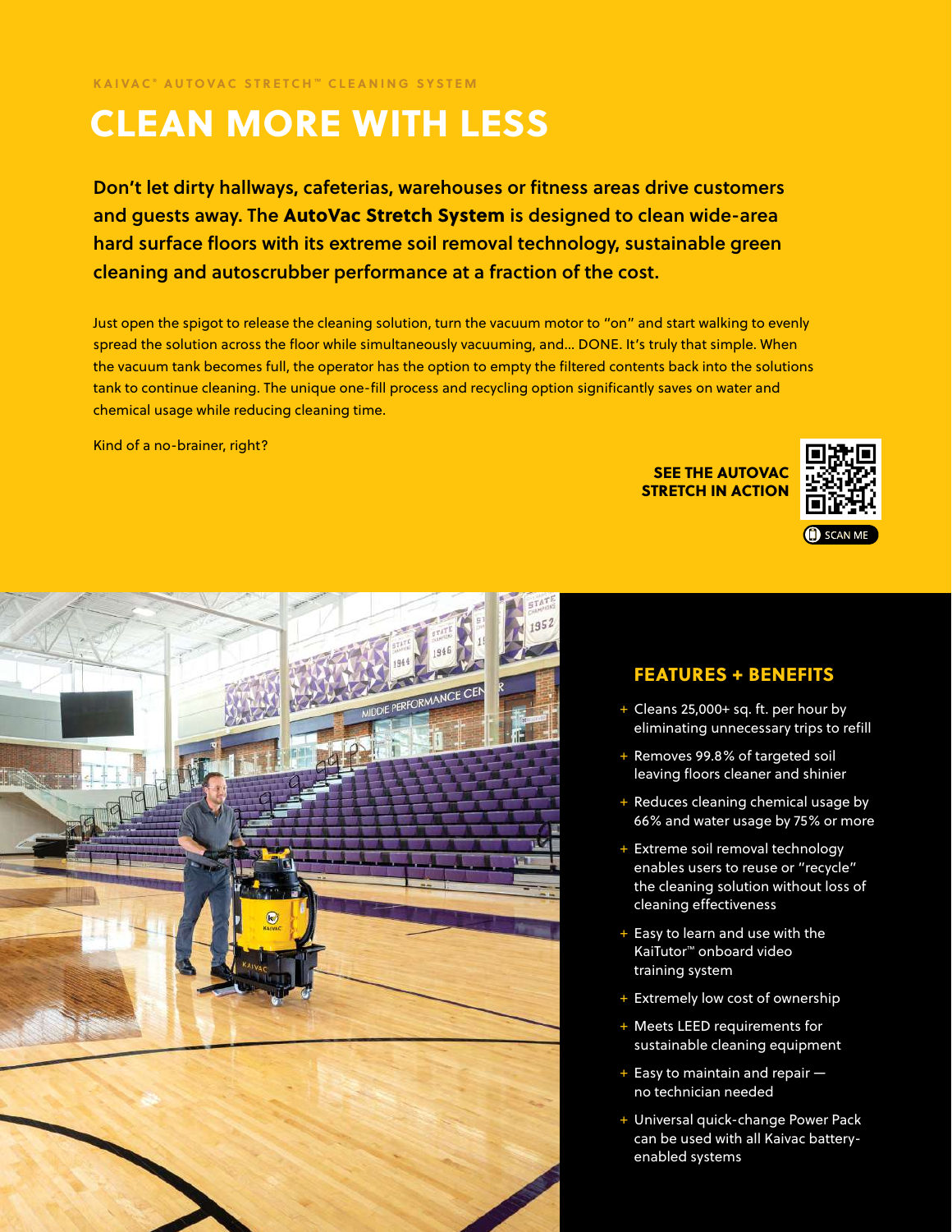KAIVAC® AUTOVAC STRETCH™ CLEANING SYSTEM

# CLEAN MORE WITH LESS

**Don't let dirty hallways, cafeterias, warehouses or fitness areas drive customers and guests away. The AutoVac Stretch System is designed to clean wide-area hard surface floors with its extreme soil removal technology, sustainable green cleaning and autoscrubber performance at a fraction of the cost.**

Just open the spigot to release the cleaning solution, turn the vacuum motor to "on" and start walking to evenly spread the solution across the floor while simultaneously vacuuming, and... DONE. It's truly that simple. When the vacuum tank becomes full, the operator has the option to empty the filtered contents back into the solutions tank to continue cleaning. The unique one-fill process and recycling option significantly saves on water and chemical usage while reducing cleaning time.

Kind of a no-brainer, right?

**SEE THE AUTOVAC STRETCH IN ACTION**

SCAN ME

## FEATURES + BENEFITS

- Cleans 25,000+ sq. ft. per hour by eliminating unnecessary trips to refill
- Removes 99.8% of targeted soil leaving floors cleaner and shinier
- Reduces cleaning chemical usage by 66% and water usage by 75% or more
- Extreme soil removal technology enables users to reuse or "recycle" the cleaning solution without loss of cleaning effectiveness
- Easy to learn and use with the KaiTutor™ onboard video training system
- Extremely low cost of ownership
- Meets LEED requirements for sustainable cleaning equipment
- Easy to maintain and repair — no technician needed
- Universal quick-change Power Pack can be used with all Kaivac battery-enabled systems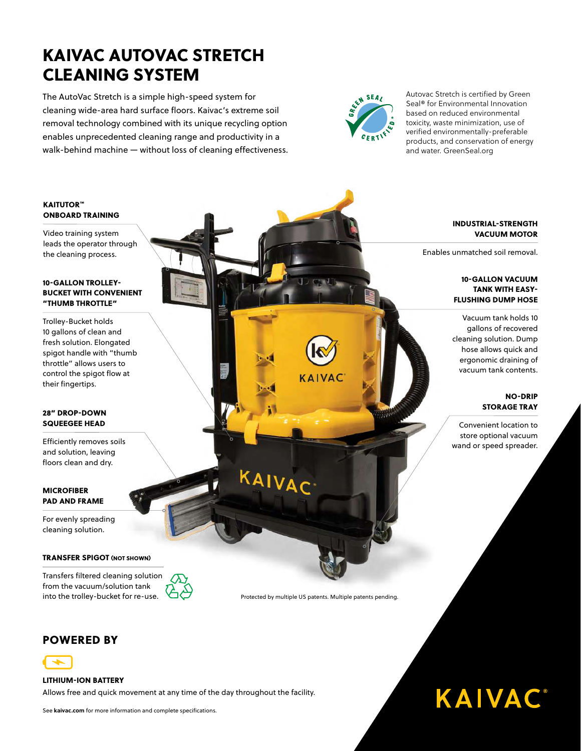# KAIVAC AUTOVAC STRETCH CLEANING SYSTEM

The AutoVac Stretch is a simple high-speed system for cleaning wide-area hard surface floors. Kaivac's extreme soil removal technology combined with its unique recycling option enables unprecedented cleaning range and productivity in a walk-behind machine — without loss of cleaning effectiveness.

Autovac Stretch is certified by Green Seal® for Environmental Innovation based on reduced environmental toxicity, waste minimization, use of verified environmentally-preferable products, and conservation of energy and water. GreenSeal.org

**KAITUTOR™ ONBOARD TRAINING**

Video training system leads the operator through the cleaning process.

**10-GALLON TROLLEY-BUCKET WITH CONVENIENT "THUMB THROTTLE"**

Trolley-Bucket holds 10 gallons of clean and fresh solution. Elongated spigot handle with "thumb throttle" allows users to control the spigot flow at their fingertips.

**28" DROP-DOWN SQUEEGEE HEAD**

Efficiently removes soils and solution, leaving floors clean and dry.

**MICROFIBER PAD AND FRAME**

For evenly spreading cleaning solution.

**TRANSFER SPIGOT (NOT SHOWN)**

Transfers filtered cleaning solution from the vacuum/solution tank into the trolley-bucket for re-use.

**INDUSTRIAL-STRENGTH VACUUM MOTOR**

Enables unmatched soil removal.

**10-GALLON VACUUM TANK WITH EASY-FLUSHING DUMP HOSE**

Vacuum tank holds 10 gallons of recovered cleaning solution. Dump hose allows quick and ergonomic draining of vacuum tank contents.

**NO-DRIP STORAGE TRAY**

Convenient location to store optional vacuum wand or speed spreader.

Protected by multiple US patents. Multiple patents pending.

## POWERED BY

**LITHIUM-ION BATTERY**

Allows free and quick movement at any time of the day throughout the facility.

See **kaivac.com** for more information and complete specifications.

KAIVAC®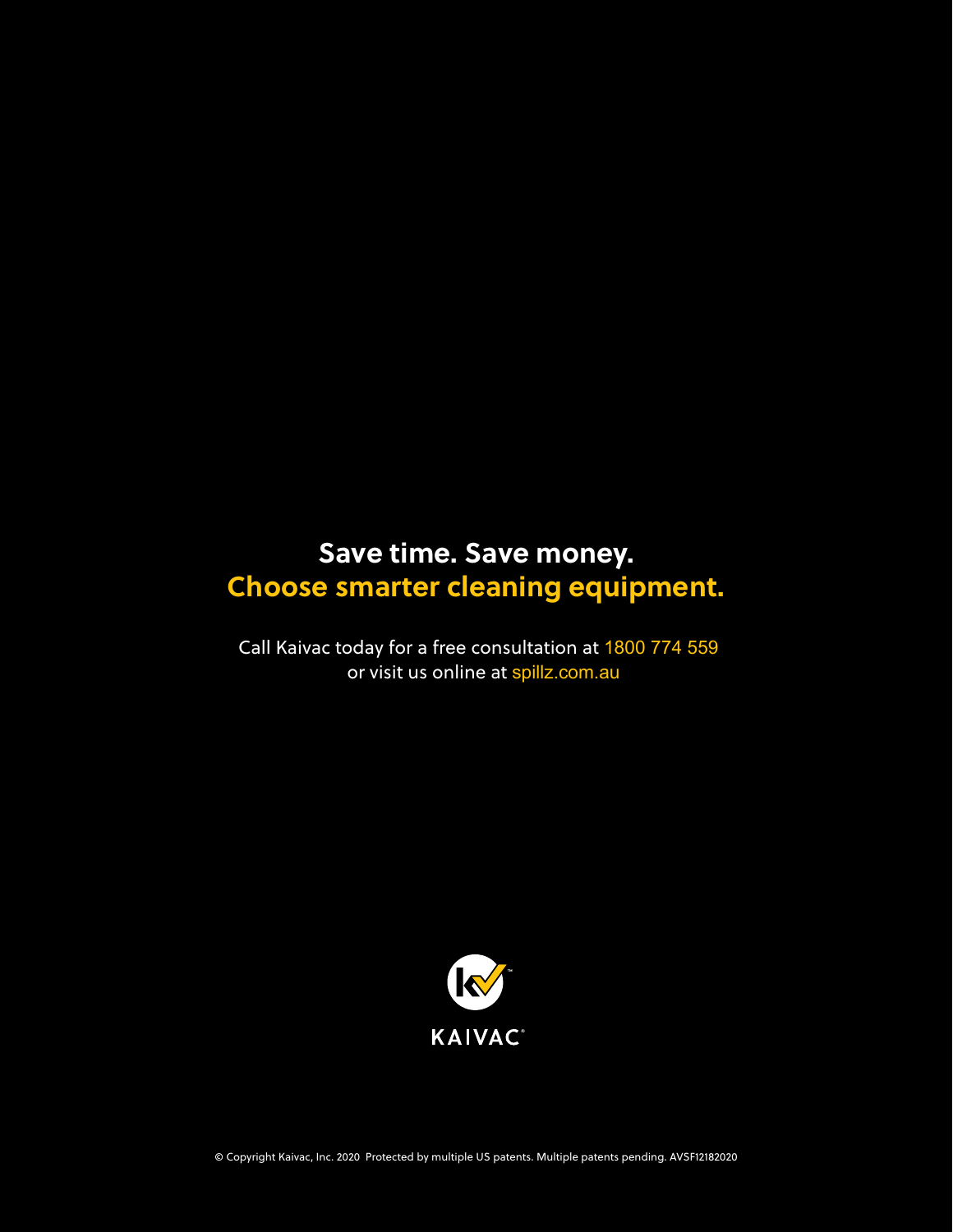**Save time. Save money.**
**Choose smarter cleaning equipment.**

Call Kaivac today for a free consultation at 1800 774 559
or visit us online at spillz.com.au

KAIVAC®

© Copyright Kaivac, Inc. 2020 Protected by multiple US patents. Multiple patents pending. AVSF12182020